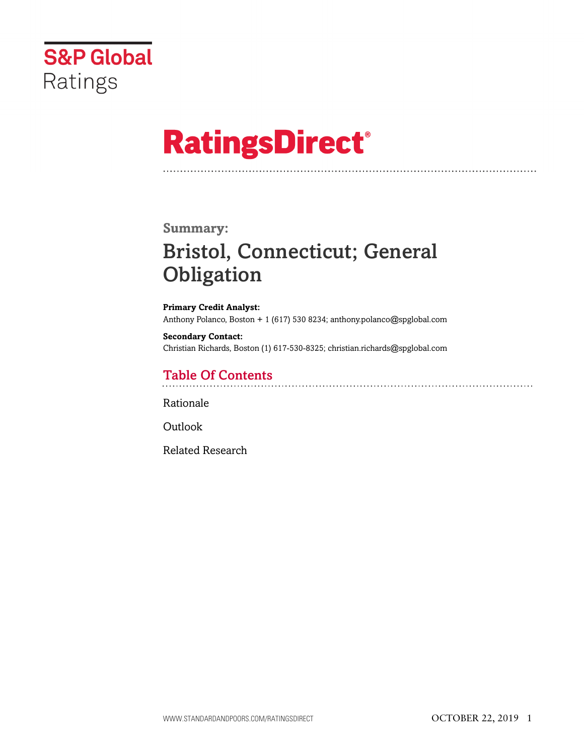S&P Global Ratings

# RatingsDirect®

## Summary:

# Bristol, Connecticut; General Obligation

**Primary Credit Analyst:**
Anthony Polanco, Boston + 1 (617) 530 8234; anthony.polanco@spglobal.com

**Secondary Contact:**
Christian Richards, Boston (1) 617-530-8325; christian.richards@spglobal.com

## Table Of Contents

Rationale

Outlook

Related Research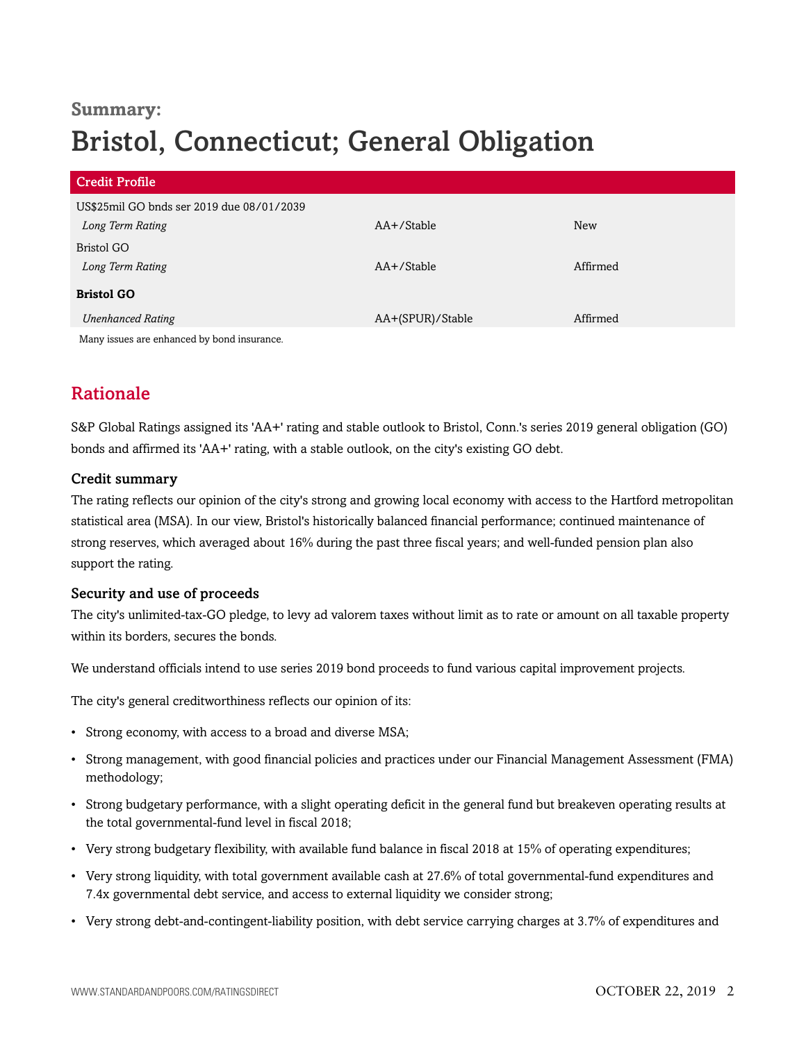## Summary:

# Bristol, Connecticut; General Obligation

| Credit Profile | | |
|---|---|---|
| US$25mil GO bnds ser 2019 due 08/01/2039 | | |
| *Long Term Rating* | AA+/Stable | New |
| Bristol GO | | |
| *Long Term Rating* | AA+/Stable | Affirmed |
| **Bristol GO** | | |
| *Unenhanced Rating* | AA+(SPUR)/Stable | Affirmed |

Many issues are enhanced by bond insurance.

## Rationale

S&P Global Ratings assigned its 'AA+' rating and stable outlook to Bristol, Conn.'s series 2019 general obligation (GO) bonds and affirmed its 'AA+' rating, with a stable outlook, on the city's existing GO debt.

### Credit summary

The rating reflects our opinion of the city's strong and growing local economy with access to the Hartford metropolitan statistical area (MSA). In our view, Bristol's historically balanced financial performance; continued maintenance of strong reserves, which averaged about 16% during the past three fiscal years; and well-funded pension plan also support the rating.

### Security and use of proceeds

The city's unlimited-tax-GO pledge, to levy ad valorem taxes without limit as to rate or amount on all taxable property within its borders, secures the bonds.

We understand officials intend to use series 2019 bond proceeds to fund various capital improvement projects.

The city's general creditworthiness reflects our opinion of its:

- Strong economy, with access to a broad and diverse MSA;
- Strong management, with good financial policies and practices under our Financial Management Assessment (FMA) methodology;
- Strong budgetary performance, with a slight operating deficit in the general fund but breakeven operating results at the total governmental-fund level in fiscal 2018;
- Very strong budgetary flexibility, with available fund balance in fiscal 2018 at 15% of operating expenditures;
- Very strong liquidity, with total government available cash at 27.6% of total governmental-fund expenditures and 7.4x governmental debt service, and access to external liquidity we consider strong;
- Very strong debt-and-contingent-liability position, with debt service carrying charges at 3.7% of expenditures and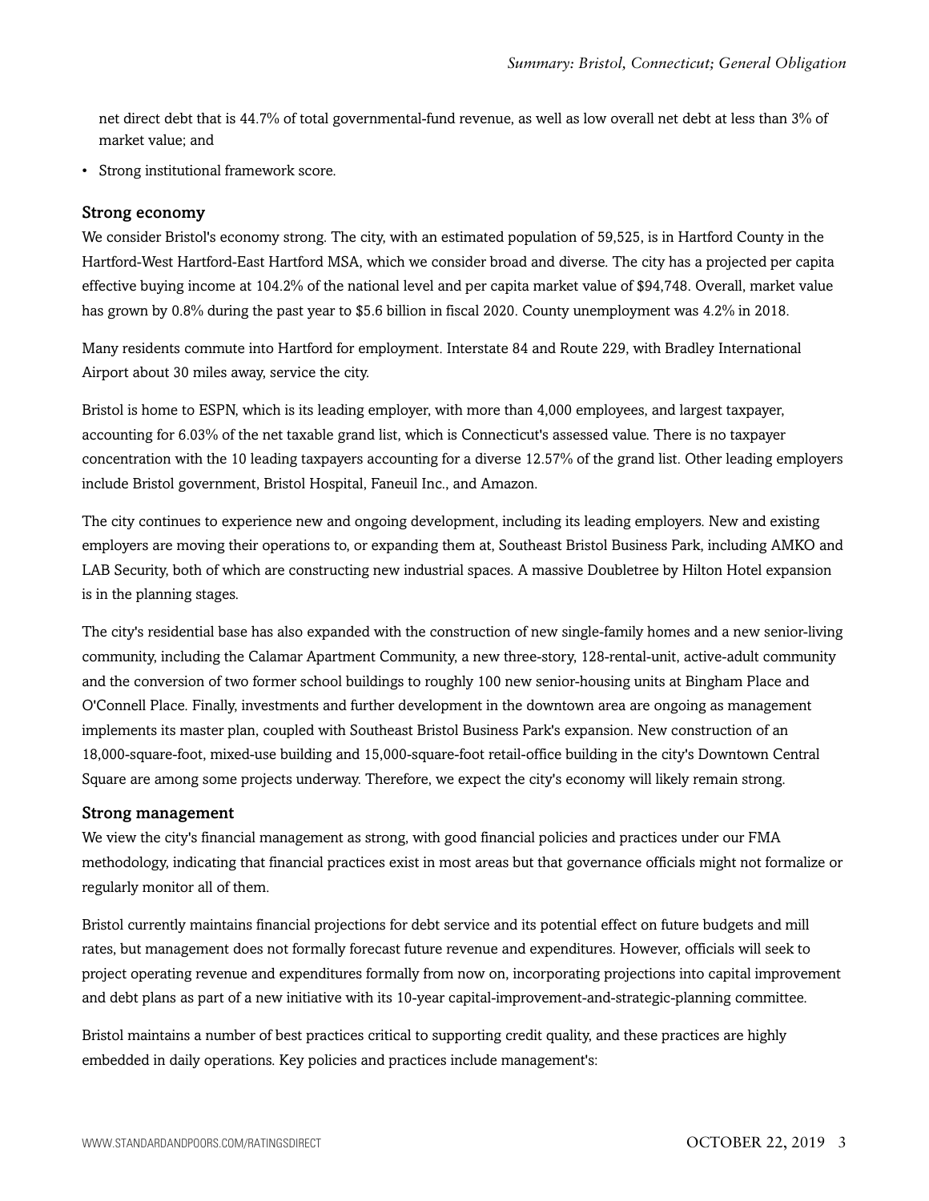net direct debt that is 44.7% of total governmental-fund revenue, as well as low overall net debt at less than 3% of market value; and

- Strong institutional framework score.

### Strong economy

We consider Bristol's economy strong. The city, with an estimated population of 59,525, is in Hartford County in the Hartford-West Hartford-East Hartford MSA, which we consider broad and diverse. The city has a projected per capita effective buying income at 104.2% of the national level and per capita market value of $94,748. Overall, market value has grown by 0.8% during the past year to $5.6 billion in fiscal 2020. County unemployment was 4.2% in 2018.

Many residents commute into Hartford for employment. Interstate 84 and Route 229, with Bradley International Airport about 30 miles away, service the city.

Bristol is home to ESPN, which is its leading employer, with more than 4,000 employees, and largest taxpayer, accounting for 6.03% of the net taxable grand list, which is Connecticut's assessed value. There is no taxpayer concentration with the 10 leading taxpayers accounting for a diverse 12.57% of the grand list. Other leading employers include Bristol government, Bristol Hospital, Faneuil Inc., and Amazon.

The city continues to experience new and ongoing development, including its leading employers. New and existing employers are moving their operations to, or expanding them at, Southeast Bristol Business Park, including AMKO and LAB Security, both of which are constructing new industrial spaces. A massive Doubletree by Hilton Hotel expansion is in the planning stages.

The city's residential base has also expanded with the construction of new single-family homes and a new senior-living community, including the Calamar Apartment Community, a new three-story, 128-rental-unit, active-adult community and the conversion of two former school buildings to roughly 100 new senior-housing units at Bingham Place and O'Connell Place. Finally, investments and further development in the downtown area are ongoing as management implements its master plan, coupled with Southeast Bristol Business Park's expansion. New construction of an 18,000-square-foot, mixed-use building and 15,000-square-foot retail-office building in the city's Downtown Central Square are among some projects underway. Therefore, we expect the city's economy will likely remain strong.

### Strong management

We view the city's financial management as strong, with good financial policies and practices under our FMA methodology, indicating that financial practices exist in most areas but that governance officials might not formalize or regularly monitor all of them.

Bristol currently maintains financial projections for debt service and its potential effect on future budgets and mill rates, but management does not formally forecast future revenue and expenditures. However, officials will seek to project operating revenue and expenditures formally from now on, incorporating projections into capital improvement and debt plans as part of a new initiative with its 10-year capital-improvement-and-strategic-planning committee.

Bristol maintains a number of best practices critical to supporting credit quality, and these practices are highly embedded in daily operations. Key policies and practices include management's: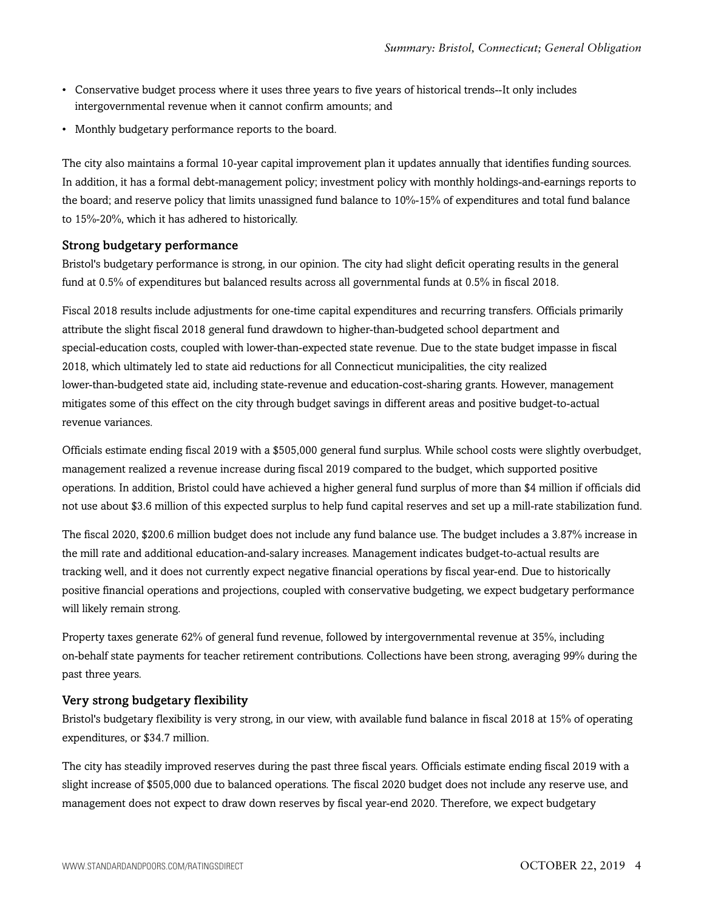- Conservative budget process where it uses three years to five years of historical trends--It only includes intergovernmental revenue when it cannot confirm amounts; and
- Monthly budgetary performance reports to the board.

The city also maintains a formal 10-year capital improvement plan it updates annually that identifies funding sources. In addition, it has a formal debt-management policy; investment policy with monthly holdings-and-earnings reports to the board; and reserve policy that limits unassigned fund balance to 10%-15% of expenditures and total fund balance to 15%-20%, which it has adhered to historically.

### Strong budgetary performance

Bristol's budgetary performance is strong, in our opinion. The city had slight deficit operating results in the general fund at 0.5% of expenditures but balanced results across all governmental funds at 0.5% in fiscal 2018.

Fiscal 2018 results include adjustments for one-time capital expenditures and recurring transfers. Officials primarily attribute the slight fiscal 2018 general fund drawdown to higher-than-budgeted school department and special-education costs, coupled with lower-than-expected state revenue. Due to the state budget impasse in fiscal 2018, which ultimately led to state aid reductions for all Connecticut municipalities, the city realized lower-than-budgeted state aid, including state-revenue and education-cost-sharing grants. However, management mitigates some of this effect on the city through budget savings in different areas and positive budget-to-actual revenue variances.

Officials estimate ending fiscal 2019 with a $505,000 general fund surplus. While school costs were slightly overbudget, management realized a revenue increase during fiscal 2019 compared to the budget, which supported positive operations. In addition, Bristol could have achieved a higher general fund surplus of more than $4 million if officials did not use about $3.6 million of this expected surplus to help fund capital reserves and set up a mill-rate stabilization fund.

The fiscal 2020, $200.6 million budget does not include any fund balance use. The budget includes a 3.87% increase in the mill rate and additional education-and-salary increases. Management indicates budget-to-actual results are tracking well, and it does not currently expect negative financial operations by fiscal year-end. Due to historically positive financial operations and projections, coupled with conservative budgeting, we expect budgetary performance will likely remain strong.

Property taxes generate 62% of general fund revenue, followed by intergovernmental revenue at 35%, including on-behalf state payments for teacher retirement contributions. Collections have been strong, averaging 99% during the past three years.

### Very strong budgetary flexibility

Bristol's budgetary flexibility is very strong, in our view, with available fund balance in fiscal 2018 at 15% of operating expenditures, or $34.7 million.

The city has steadily improved reserves during the past three fiscal years. Officials estimate ending fiscal 2019 with a slight increase of $505,000 due to balanced operations. The fiscal 2020 budget does not include any reserve use, and management does not expect to draw down reserves by fiscal year-end 2020. Therefore, we expect budgetary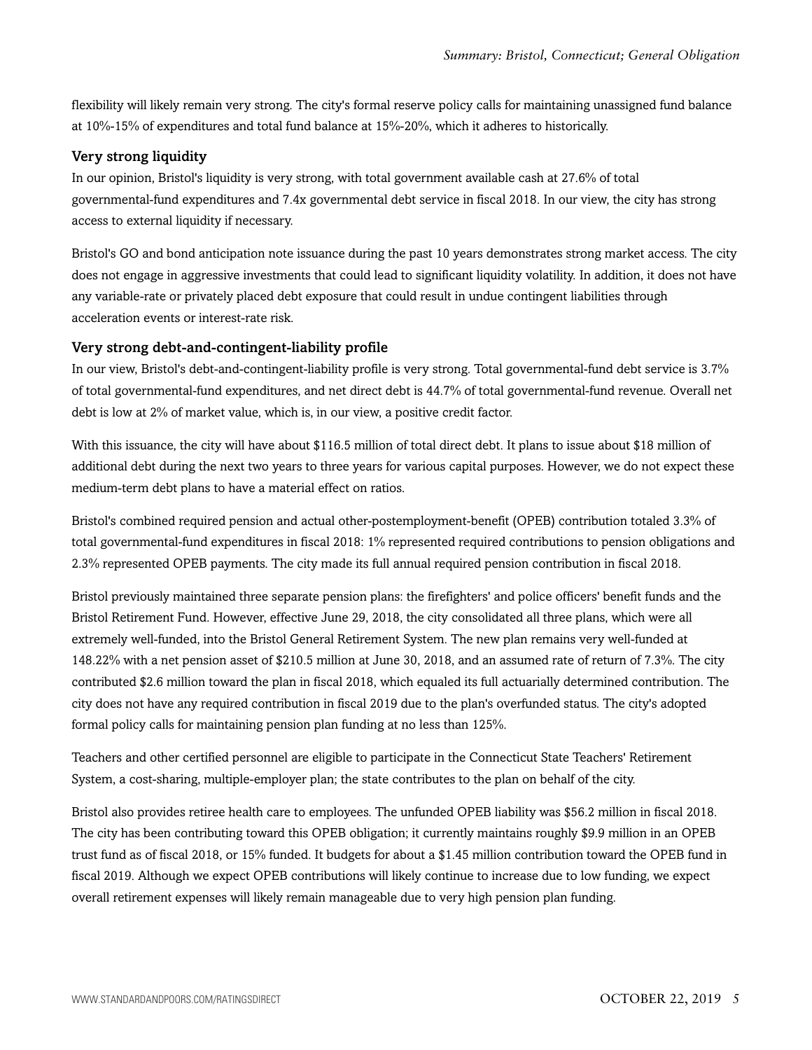flexibility will likely remain very strong. The city's formal reserve policy calls for maintaining unassigned fund balance at 10%-15% of expenditures and total fund balance at 15%-20%, which it adheres to historically.

### Very strong liquidity

In our opinion, Bristol's liquidity is very strong, with total government available cash at 27.6% of total governmental-fund expenditures and 7.4x governmental debt service in fiscal 2018. In our view, the city has strong access to external liquidity if necessary.

Bristol's GO and bond anticipation note issuance during the past 10 years demonstrates strong market access. The city does not engage in aggressive investments that could lead to significant liquidity volatility. In addition, it does not have any variable-rate or privately placed debt exposure that could result in undue contingent liabilities through acceleration events or interest-rate risk.

### Very strong debt-and-contingent-liability profile

In our view, Bristol's debt-and-contingent-liability profile is very strong. Total governmental-fund debt service is 3.7% of total governmental-fund expenditures, and net direct debt is 44.7% of total governmental-fund revenue. Overall net debt is low at 2% of market value, which is, in our view, a positive credit factor.

With this issuance, the city will have about $116.5 million of total direct debt. It plans to issue about $18 million of additional debt during the next two years to three years for various capital purposes. However, we do not expect these medium-term debt plans to have a material effect on ratios.

Bristol's combined required pension and actual other-postemployment-benefit (OPEB) contribution totaled 3.3% of total governmental-fund expenditures in fiscal 2018: 1% represented required contributions to pension obligations and 2.3% represented OPEB payments. The city made its full annual required pension contribution in fiscal 2018.

Bristol previously maintained three separate pension plans: the firefighters' and police officers' benefit funds and the Bristol Retirement Fund. However, effective June 29, 2018, the city consolidated all three plans, which were all extremely well-funded, into the Bristol General Retirement System. The new plan remains very well-funded at 148.22% with a net pension asset of $210.5 million at June 30, 2018, and an assumed rate of return of 7.3%. The city contributed $2.6 million toward the plan in fiscal 2018, which equaled its full actuarially determined contribution. The city does not have any required contribution in fiscal 2019 due to the plan's overfunded status. The city's adopted formal policy calls for maintaining pension plan funding at no less than 125%.

Teachers and other certified personnel are eligible to participate in the Connecticut State Teachers' Retirement System, a cost-sharing, multiple-employer plan; the state contributes to the plan on behalf of the city.

Bristol also provides retiree health care to employees. The unfunded OPEB liability was $56.2 million in fiscal 2018. The city has been contributing toward this OPEB obligation; it currently maintains roughly $9.9 million in an OPEB trust fund as of fiscal 2018, or 15% funded. It budgets for about a $1.45 million contribution toward the OPEB fund in fiscal 2019. Although we expect OPEB contributions will likely continue to increase due to low funding, we expect overall retirement expenses will likely remain manageable due to very high pension plan funding.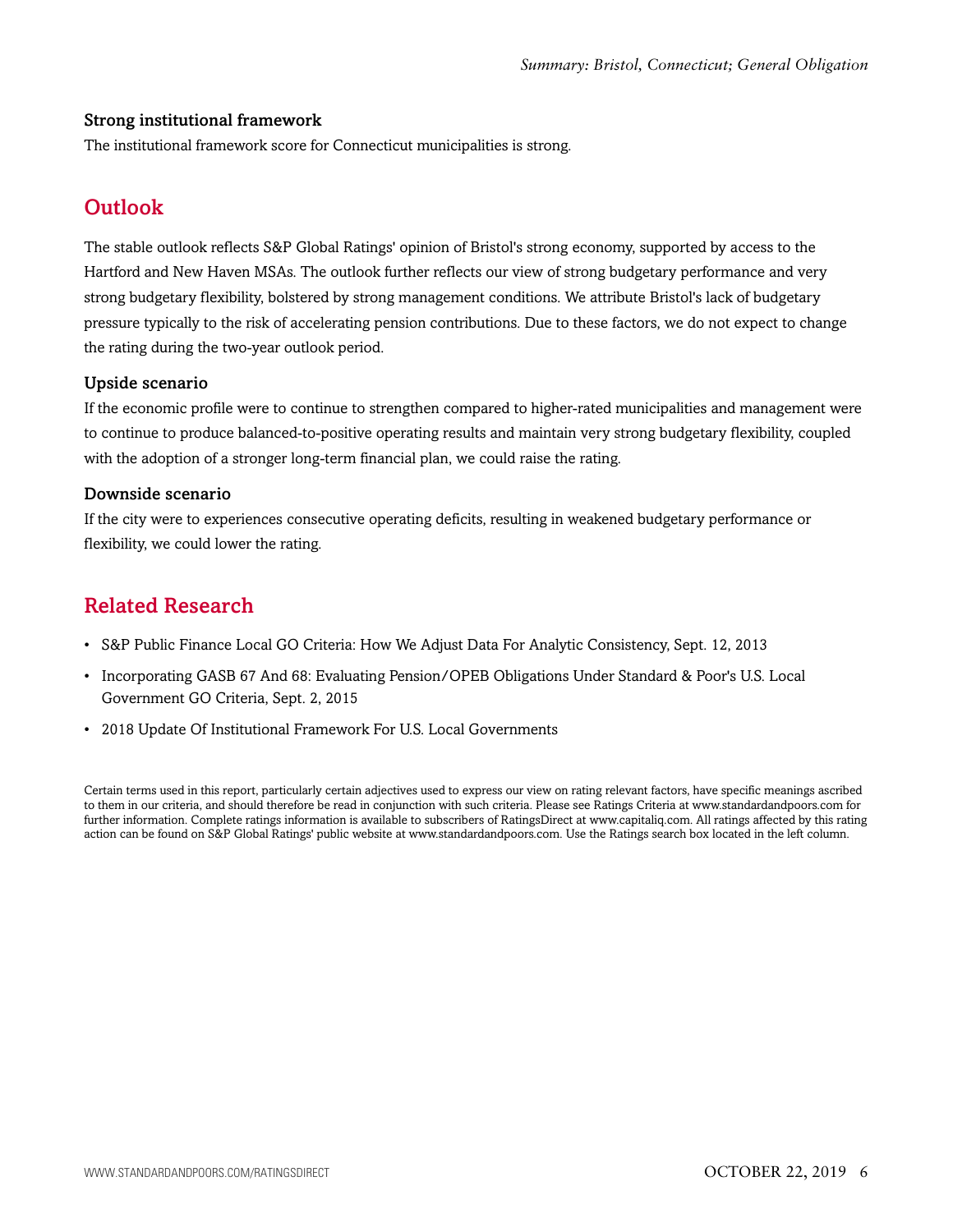### Strong institutional framework

The institutional framework score for Connecticut municipalities is strong.

## Outlook

The stable outlook reflects S&P Global Ratings' opinion of Bristol's strong economy, supported by access to the Hartford and New Haven MSAs. The outlook further reflects our view of strong budgetary performance and very strong budgetary flexibility, bolstered by strong management conditions. We attribute Bristol's lack of budgetary pressure typically to the risk of accelerating pension contributions. Due to these factors, we do not expect to change the rating during the two-year outlook period.

### Upside scenario

If the economic profile were to continue to strengthen compared to higher-rated municipalities and management were to continue to produce balanced-to-positive operating results and maintain very strong budgetary flexibility, coupled with the adoption of a stronger long-term financial plan, we could raise the rating.

### Downside scenario

If the city were to experiences consecutive operating deficits, resulting in weakened budgetary performance or flexibility, we could lower the rating.

## Related Research

- S&P Public Finance Local GO Criteria: How We Adjust Data For Analytic Consistency, Sept. 12, 2013
- Incorporating GASB 67 And 68: Evaluating Pension/OPEB Obligations Under Standard & Poor's U.S. Local Government GO Criteria, Sept. 2, 2015
- 2018 Update Of Institutional Framework For U.S. Local Governments

Certain terms used in this report, particularly certain adjectives used to express our view on rating relevant factors, have specific meanings ascribed to them in our criteria, and should therefore be read in conjunction with such criteria. Please see Ratings Criteria at www.standardandpoors.com for further information. Complete ratings information is available to subscribers of RatingsDirect at www.capitaliq.com. All ratings affected by this rating action can be found on S&P Global Ratings' public website at www.standardandpoors.com. Use the Ratings search box located in the left column.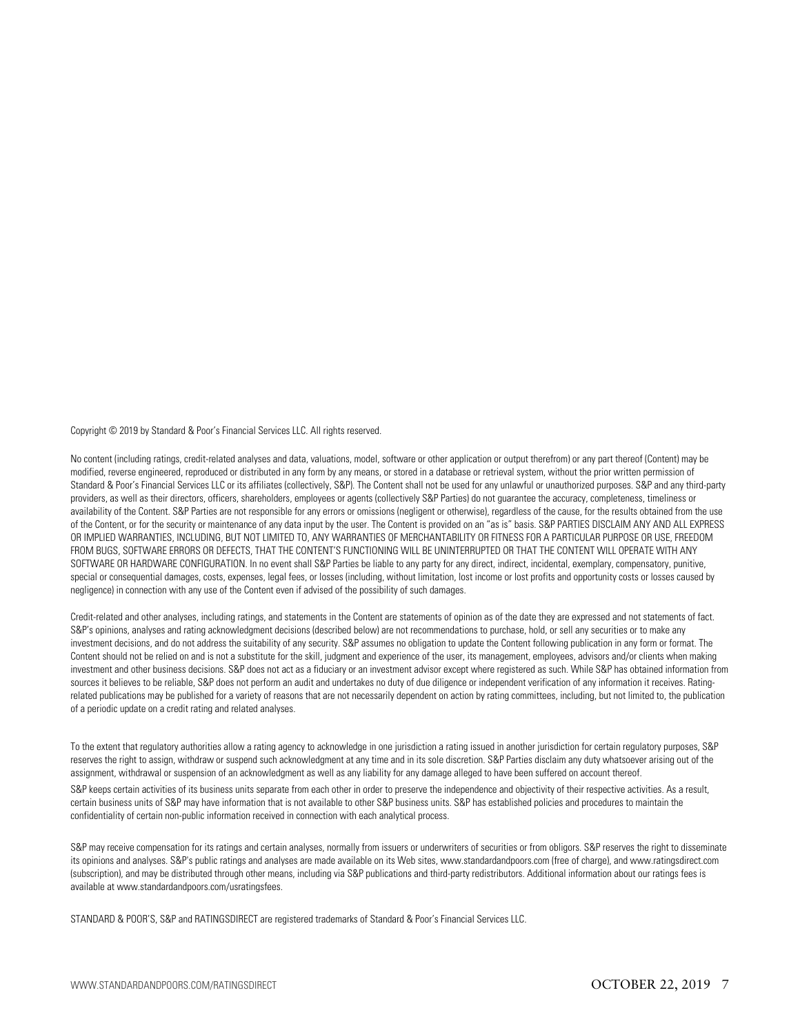Copyright © 2019 by Standard & Poor's Financial Services LLC. All rights reserved.

No content (including ratings, credit-related analyses and data, valuations, model, software or other application or output therefrom) or any part thereof (Content) may be modified, reverse engineered, reproduced or distributed in any form by any means, or stored in a database or retrieval system, without the prior written permission of Standard & Poor's Financial Services LLC or its affiliates (collectively, S&P). The Content shall not be used for any unlawful or unauthorized purposes. S&P and any third-party providers, as well as their directors, officers, shareholders, employees or agents (collectively S&P Parties) do not guarantee the accuracy, completeness, timeliness or availability of the Content. S&P Parties are not responsible for any errors or omissions (negligent or otherwise), regardless of the cause, for the results obtained from the use of the Content, or for the security or maintenance of any data input by the user. The Content is provided on an "as is" basis. S&P PARTIES DISCLAIM ANY AND ALL EXPRESS OR IMPLIED WARRANTIES, INCLUDING, BUT NOT LIMITED TO, ANY WARRANTIES OF MERCHANTABILITY OR FITNESS FOR A PARTICULAR PURPOSE OR USE, FREEDOM FROM BUGS, SOFTWARE ERRORS OR DEFECTS, THAT THE CONTENT'S FUNCTIONING WILL BE UNINTERRUPTED OR THAT THE CONTENT WILL OPERATE WITH ANY SOFTWARE OR HARDWARE CONFIGURATION. In no event shall S&P Parties be liable to any party for any direct, indirect, incidental, exemplary, compensatory, punitive, special or consequential damages, costs, expenses, legal fees, or losses (including, without limitation, lost income or lost profits and opportunity costs or losses caused by negligence) in connection with any use of the Content even if advised of the possibility of such damages.

Credit-related and other analyses, including ratings, and statements in the Content are statements of opinion as of the date they are expressed and not statements of fact. S&P's opinions, analyses and rating acknowledgment decisions (described below) are not recommendations to purchase, hold, or sell any securities or to make any investment decisions, and do not address the suitability of any security. S&P assumes no obligation to update the Content following publication in any form or format. The Content should not be relied on and is not a substitute for the skill, judgment and experience of the user, its management, employees, advisors and/or clients when making investment and other business decisions. S&P does not act as a fiduciary or an investment advisor except where registered as such. While S&P has obtained information from sources it believes to be reliable, S&P does not perform an audit and undertakes no duty of due diligence or independent verification of any information it receives. Rating-related publications may be published for a variety of reasons that are not necessarily dependent on action by rating committees, including, but not limited to, the publication of a periodic update on a credit rating and related analyses.

To the extent that regulatory authorities allow a rating agency to acknowledge in one jurisdiction a rating issued in another jurisdiction for certain regulatory purposes, S&P reserves the right to assign, withdraw or suspend such acknowledgment at any time and in its sole discretion. S&P Parties disclaim any duty whatsoever arising out of the assignment, withdrawal or suspension of an acknowledgment as well as any liability for any damage alleged to have been suffered on account thereof.

S&P keeps certain activities of its business units separate from each other in order to preserve the independence and objectivity of their respective activities. As a result, certain business units of S&P may have information that is not available to other S&P business units. S&P has established policies and procedures to maintain the confidentiality of certain non-public information received in connection with each analytical process.

S&P may receive compensation for its ratings and certain analyses, normally from issuers or underwriters of securities or from obligors. S&P reserves the right to disseminate its opinions and analyses. S&P's public ratings and analyses are made available on its Web sites, www.standardandpoors.com (free of charge), and www.ratingsdirect.com (subscription), and may be distributed through other means, including via S&P publications and third-party redistributors. Additional information about our ratings fees is available at www.standardandpoors.com/usratingsfees.

STANDARD & POOR'S, S&P and RATINGSDIRECT are registered trademarks of Standard & Poor's Financial Services LLC.